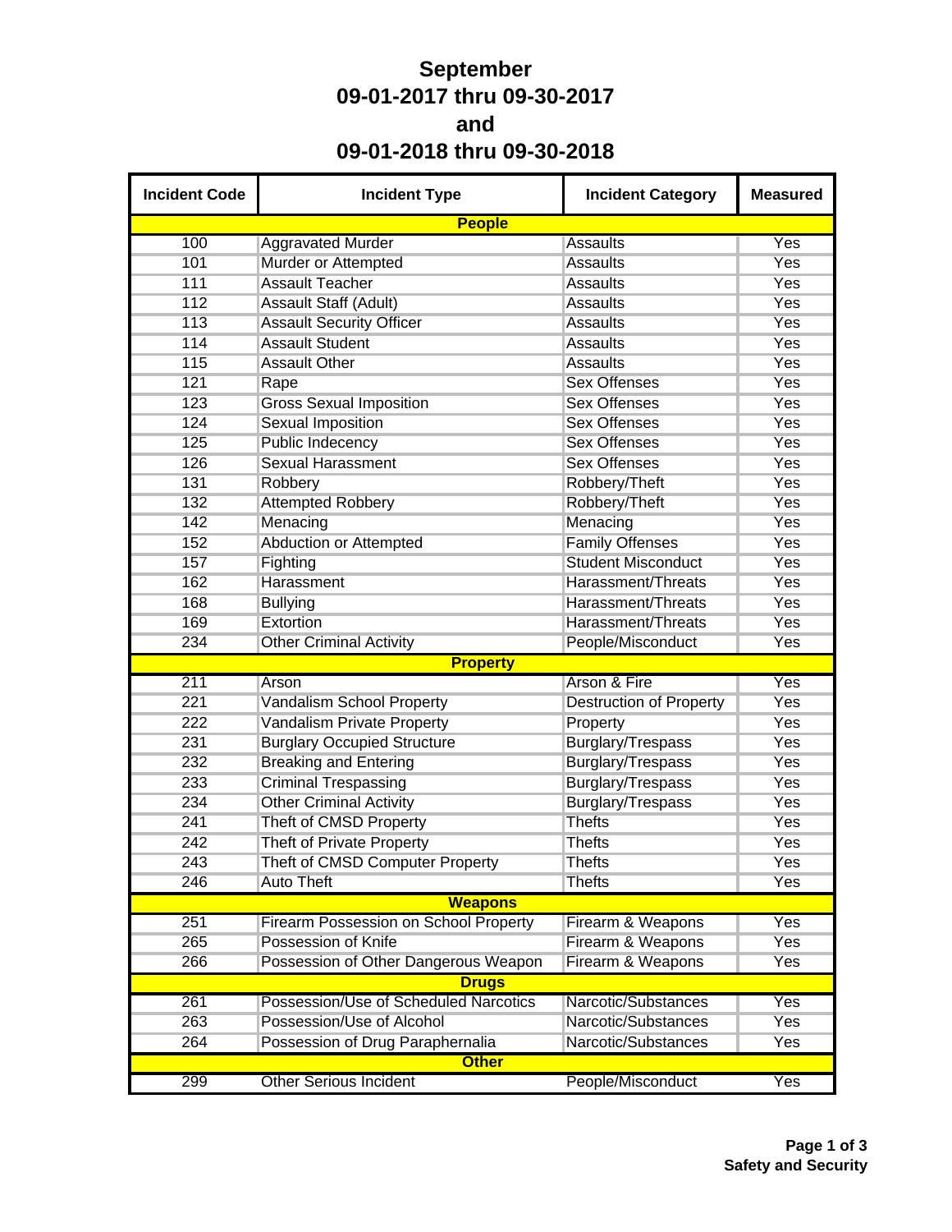# September
# 09-01-2017 thru 09-30-2017
# and
# 09-01-2018 thru 09-30-2018

| Incident Code | Incident Type | Incident Category | Measured |
|---|---|---|---|
| | **People** | | |
| 100 | Aggravated Murder | Assaults | Yes |
| 101 | Murder or Attempted | Assaults | Yes |
| 111 | Assault Teacher | Assaults | Yes |
| 112 | Assault Staff (Adult) | Assaults | Yes |
| 113 | Assault Security Officer | Assaults | Yes |
| 114 | Assault Student | Assaults | Yes |
| 115 | Assault Other | Assaults | Yes |
| 121 | Rape | Sex Offenses | Yes |
| 123 | Gross Sexual Imposition | Sex Offenses | Yes |
| 124 | Sexual Imposition | Sex Offenses | Yes |
| 125 | Public Indecency | Sex Offenses | Yes |
| 126 | Sexual Harassment | Sex Offenses | Yes |
| 131 | Robbery | Robbery/Theft | Yes |
| 132 | Attempted Robbery | Robbery/Theft | Yes |
| 142 | Menacing | Menacing | Yes |
| 152 | Abduction or Attempted | Family Offenses | Yes |
| 157 | Fighting | Student Misconduct | Yes |
| 162 | Harassment | Harassment/Threats | Yes |
| 168 | Bullying | Harassment/Threats | Yes |
| 169 | Extortion | Harassment/Threats | Yes |
| 234 | Other Criminal Activity | People/Misconduct | Yes |
| | **Property** | | |
| 211 | Arson | Arson & Fire | Yes |
| 221 | Vandalism School Property | Destruction of Property | Yes |
| 222 | Vandalism Private Property | Property | Yes |
| 231 | Burglary Occupied Structure | Burglary/Trespass | Yes |
| 232 | Breaking and Entering | Burglary/Trespass | Yes |
| 233 | Criminal Trespassing | Burglary/Trespass | Yes |
| 234 | Other Criminal Activity | Burglary/Trespass | Yes |
| 241 | Theft of CMSD Property | Thefts | Yes |
| 242 | Theft of Private Property | Thefts | Yes |
| 243 | Theft of CMSD Computer Property | Thefts | Yes |
| 246 | Auto Theft | Thefts | Yes |
| | **Weapons** | | |
| 251 | Firearm Possession on School Property | Firearm & Weapons | Yes |
| 265 | Possession of Knife | Firearm & Weapons | Yes |
| 266 | Possession of Other Dangerous Weapon | Firearm & Weapons | Yes |
| | **Drugs** | | |
| 261 | Possession/Use of Scheduled Narcotics | Narcotic/Substances | Yes |
| 263 | Possession/Use of Alcohol | Narcotic/Substances | Yes |
| 264 | Possession of Drug Paraphernalia | Narcotic/Substances | Yes |
| | **Other** | | |
| 299 | Other Serious Incident | People/Misconduct | Yes |

**Safety and Security**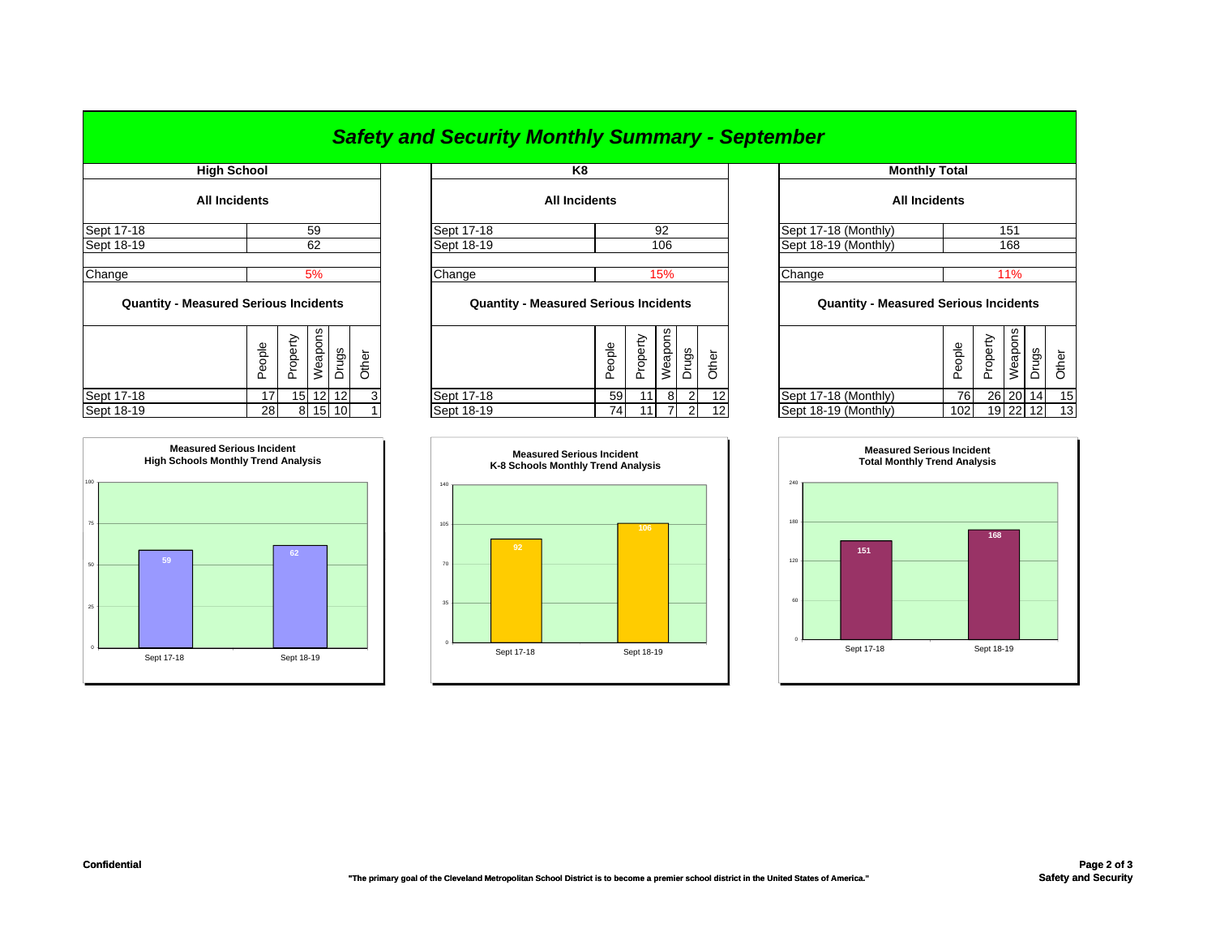# Safety and Security Monthly Summary - September

## High School

**All Incidents**

| | |
|---|---|
| Sept 17-18 | 59 |
| Sept 18-19 | 62 |
| Change | 5% |

**Quantity - Measured Serious Incidents**

| | People | Property | Weapons | Drugs | Other |
|---|---|---|---|---|---|
| Sept 17-18 | 17 | 15 | 12 | 12 | 3 |
| Sept 18-19 | 28 | 8 | 15 | 10 | 1 |

**Measured Serious Incident High Schools Monthly Trend Analysis**

| | Sept 17-18 | Sept 18-19 |
|---|---|---|
| Incidents | 59 | 62 |

## K8

**All Incidents**

| | |
|---|---|
| Sept 17-18 | 92 |
| Sept 18-19 | 106 |
| Change | 15% |

**Quantity - Measured Serious Incidents**

| | People | Property | Weapons | Drugs | Other |
|---|---|---|---|---|---|
| Sept 17-18 | 59 | 11 | 8 | 2 | 12 |
| Sept 18-19 | 74 | 11 | 7 | 2 | 12 |

**Measured Serious Incident K-8 Schools Monthly Trend Analysis**

| | Sept 17-18 | Sept 18-19 |
|---|---|---|
| Incidents | 92 | 106 |

## Monthly Total

**All Incidents**

| | |
|---|---|
| Sept 17-18 (Monthly) | 151 |
| Sept 18-19 (Monthly) | 168 |
| Change | 11% |

**Quantity - Measured Serious Incidents**

| | People | Property | Weapons | Drugs | Other |
|---|---|---|---|---|---|
| Sept 17-18 (Monthly) | 76 | 26 | 20 | 14 | 15 |
| Sept 18-19 (Monthly) | 102 | 19 | 22 | 12 | 13 |

**Measured Serious Incident Total Monthly Trend Analysis**

| | Sept 17-18 | Sept 18-19 |
|---|---|---|
| Incidents | 151 | 168 |

Confidential

**"The primary goal of the Cleveland Metropolitan School District is to become a premier school district in the United States of America."**

Safety and Security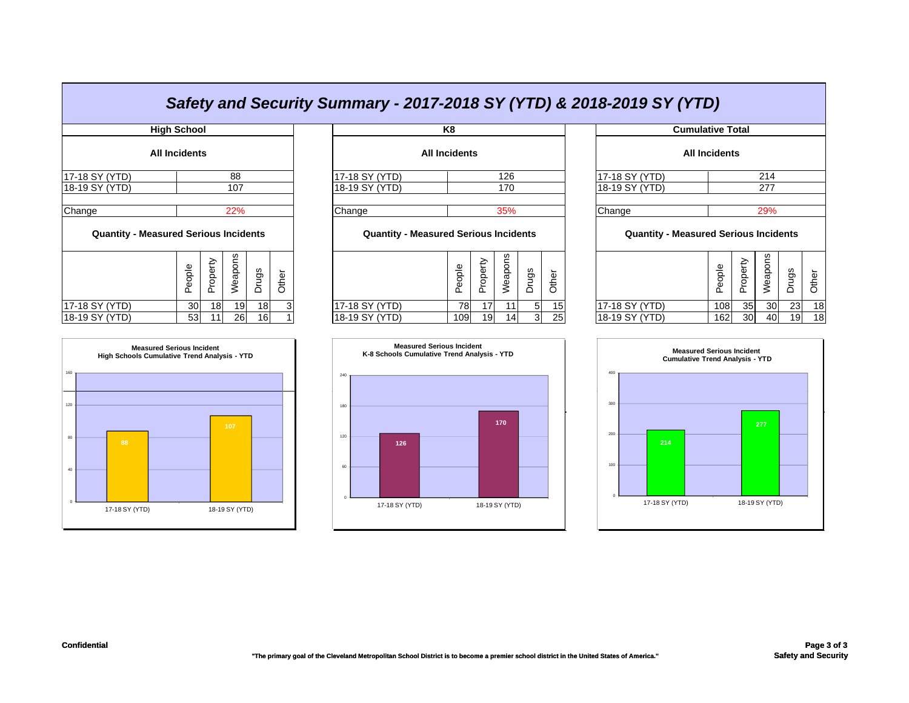# *Safety and Security Summary - 2017-2018 SY (YTD) & 2018-2019 SY (YTD)*

## High School

### All Incidents

| | |
|---|---|
| 17-18 SY (YTD) | 88 |
| 18-19 SY (YTD) | 107 |
| Change | 22% |

### Quantity - Measured Serious Incidents

| | People | Property | Weapons | Drugs | Other |
|---|---|---|---|---|---|
| 17-18 SY (YTD) | 30 | 18 | 19 | 18 | 3 |
| 18-19 SY (YTD) | 53 | 11 | 26 | 16 | 1 |

**Measured Serious Incident**
**High Schools Cumulative Trend Analysis - YTD**

160
120
80
40
0
88
107
17-18 SY (YTD)
18-19 SY (YTD)

## K8

### All Incidents

| | |
|---|---|
| 17-18 SY (YTD) | 126 |
| 18-19 SY (YTD) | 170 |
| Change | 35% |

### Quantity - Measured Serious Incidents

| | People | Property | Weapons | Drugs | Other |
|---|---|---|---|---|---|
| 17-18 SY (YTD) | 78 | 17 | 11 | 5 | 15 |
| 18-19 SY (YTD) | 109 | 19 | 14 | 3 | 25 |

**Measured Serious Incident**
**K-8 Schools Cumulative Trend Analysis - YTD**

240
180
120
60
0
126
170
17-18 SY (YTD)
18-19 SY (YTD)

## Cumulative Total

### All Incidents

| | |
|---|---|
| 17-18 SY (YTD) | 214 |
| 18-19 SY (YTD) | 277 |
| Change | 29% |

### Quantity - Measured Serious Incidents

| | People | Property | Weapons | Drugs | Other |
|---|---|---|---|---|---|
| 17-18 SY (YTD) | 108 | 35 | 30 | 23 | 18 |
| 18-19 SY (YTD) | 162 | 30 | 40 | 19 | 18 |

**Measured Serious Incident**
**Cumulative Trend Analysis - YTD**

400
300
200
100
0
214
277
17-18 SY (YTD)
18-19 SY (YTD)

**Confidential**

**"The primary goal of the Cleveland Metropolitan School District is to become a premier school district in the United States of America."**

**Safety and Security**